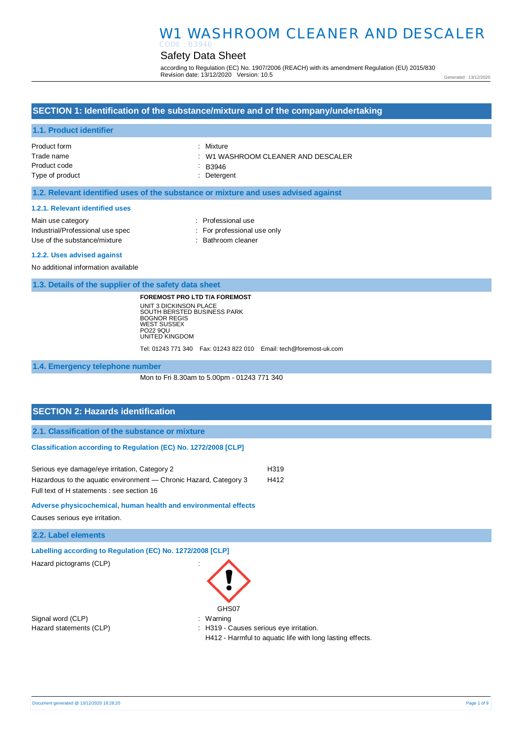# W1 WASHROOM CLEANER AND DESCALER

CODE : B3946

## Safety Data Sheet

according to Regulation (EC) No. 1907/2006 (REACH) with its amendment Regulation (EU) 2015/830
Revision date: 13/12/2020 Version: 10.5

Generated : 13/12/2020

## SECTION 1: Identification of the substance/mixture and of the company/undertaking

### 1.1. Product identifier

| | |
|---|---|
| Product form | : Mixture |
| Trade name | : W1 WASHROOM CLEANER AND DESCALER |
| Product code | : B3946 |
| Type of product | : Detergent |

### 1.2. Relevant identified uses of the substance or mixture and uses advised against

#### 1.2.1. Relevant identified uses

| | |
|---|---|
| Main use category | : Professional use |
| Industrial/Professional use spec | : For professional use only |
| Use of the substance/mixture | : Bathroom cleaner |

#### 1.2.2. Uses advised against

No additional information available

### 1.3. Details of the supplier of the safety data sheet

**FOREMOST PRO LTD T/A FOREMOST**
UNIT 3 DICKINSON PLACE
SOUTH BERSTED BUSINESS PARK
BOGNOR REGIS
WEST SUSSEX
PO22 9QU
UNITED KINGDOM

Tel: 01243 771 340 Fax: 01243 822 010 Email: tech@foremost-uk.com

### 1.4. Emergency telephone number

Mon to Fri 8.30am to 5.00pm - 01243 771 340

## SECTION 2: Hazards identification

### 2.1. Classification of the substance or mixture

#### Classification according to Regulation (EC) No. 1272/2008 [CLP]

| | |
|---|---|
| Serious eye damage/eye irritation, Category 2 | H319 |
| Hazardous to the aquatic environment — Chronic Hazard, Category 3 | H412 |

Full text of H statements : see section 16

#### Adverse physicochemical, human health and environmental effects

Causes serious eye irritation.

### 2.2. Label elements

#### Labelling according to Regulation (EC) No. 1272/2008 [CLP]

Hazard pictograms (CLP) :

GHS07

| | |
|---|---|
| Signal word (CLP) | : Warning |
| Hazard statements (CLP) | : H319 - Causes serious eye irritation.<br>H412 - Harmful to aquatic life with long lasting effects. |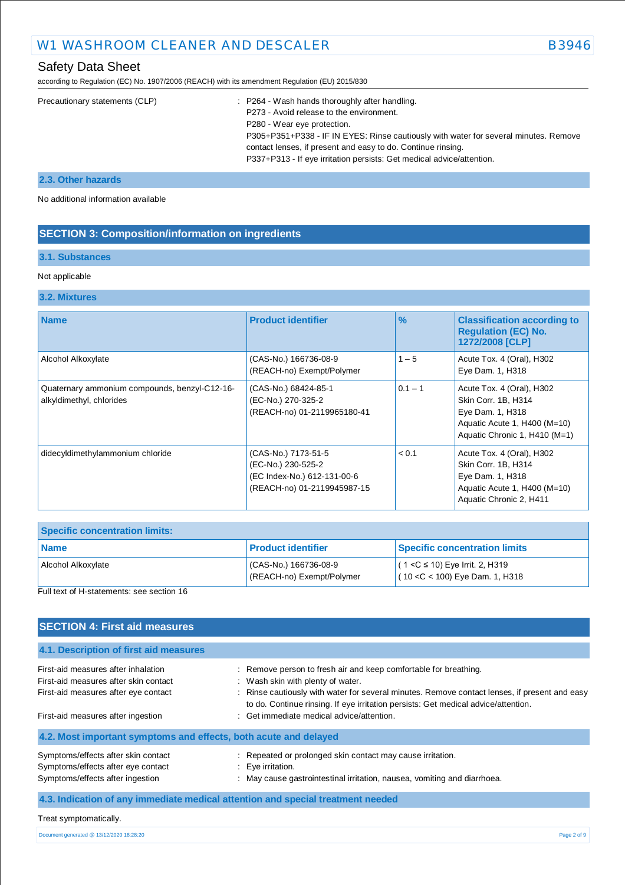| | |
|---|---|
| Precautionary statements (CLP) | : P264 - Wash hands thoroughly after handling.<br>P273 - Avoid release to the environment.<br>P280 - Wear eye protection.<br>P305+P351+P338 - IF IN EYES: Rinse cautiously with water for several minutes. Remove contact lenses, if present and easy to do. Continue rinsing.<br>P337+P313 - If eye irritation persists: Get medical advice/attention. |

### 2.3. Other hazards

No additional information available

## SECTION 3: Composition/information on ingredients

### 3.1. Substances

Not applicable

### 3.2. Mixtures

| Name | Product identifier | % | Classification according to Regulation (EC) No. 1272/2008 [CLP] |
|---|---|---|---|
| Alcohol Alkoxylate | (CAS-No.) 166736-08-9<br>(REACH-no) Exempt/Polymer | 1 – 5 | Acute Tox. 4 (Oral), H302<br>Eye Dam. 1, H318 |
| Quaternary ammonium compounds, benzyl-C12-16-alkyldimethyl, chlorides | (CAS-No.) 68424-85-1<br>(EC-No.) 270-325-2<br>(REACH-no) 01-2119965180-41 | 0.1 – 1 | Acute Tox. 4 (Oral), H302<br>Skin Corr. 1B, H314<br>Eye Dam. 1, H318<br>Aquatic Acute 1, H400 (M=10)<br>Aquatic Chronic 1, H410 (M=1) |
| didecyldimethylammonium chloride | (CAS-No.) 7173-51-5<br>(EC-No.) 230-525-2<br>(EC Index-No.) 612-131-00-6<br>(REACH-no) 01-2119945987-15 | < 0.1 | Acute Tox. 4 (Oral), H302<br>Skin Corr. 1B, H314<br>Eye Dam. 1, H318<br>Aquatic Acute 1, H400 (M=10)<br>Aquatic Chronic 2, H411 |

**Specific concentration limits:**

| Name | Product identifier | Specific concentration limits |
|---|---|---|
| Alcohol Alkoxylate | (CAS-No.) 166736-08-9<br>(REACH-no) Exempt/Polymer | ( 1 <C ≤ 10) Eye Irrit. 2, H319<br>( 10 <C < 100) Eye Dam. 1, H318 |

Full text of H-statements: see section 16

## SECTION 4: First aid measures

### 4.1. Description of first aid measures

| | |
|---|---|
| First-aid measures after inhalation | : Remove person to fresh air and keep comfortable for breathing. |
| First-aid measures after skin contact | : Wash skin with plenty of water. |
| First-aid measures after eye contact | : Rinse cautiously with water for several minutes. Remove contact lenses, if present and easy to do. Continue rinsing. If eye irritation persists: Get medical advice/attention. |
| First-aid measures after ingestion | : Get immediate medical advice/attention. |

### 4.2. Most important symptoms and effects, both acute and delayed

| | |
|---|---|
| Symptoms/effects after skin contact | : Repeated or prolonged skin contact may cause irritation. |
| Symptoms/effects after eye contact | : Eye irritation. |
| Symptoms/effects after ingestion | : May cause gastrointestinal irritation, nausea, vomiting and diarrhoea. |

### 4.3. Indication of any immediate medical attention and special treatment needed

Treat symptomatically.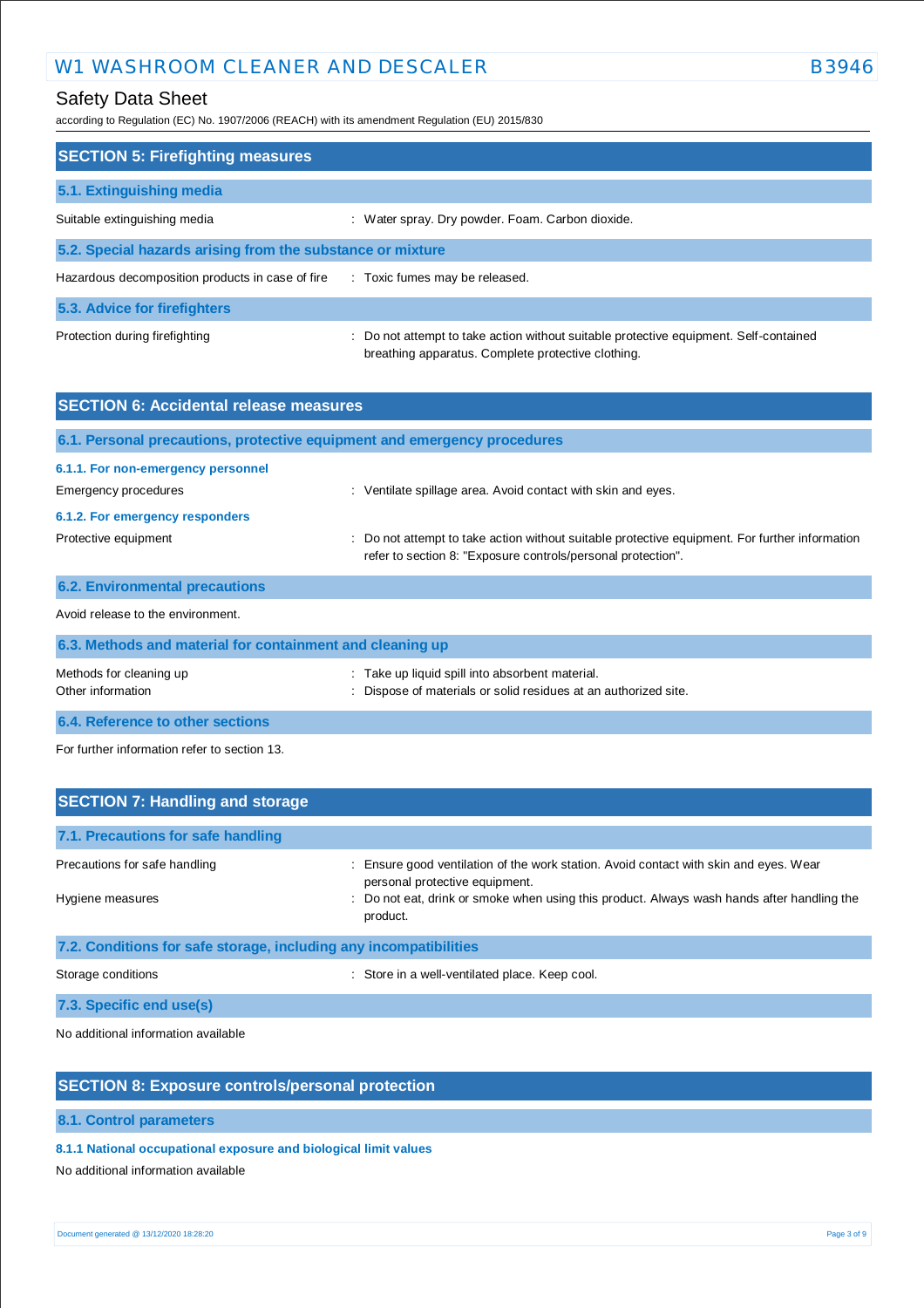## SECTION 5: Firefighting measures

### 5.1. Extinguishing media

| | |
|---|---|
| Suitable extinguishing media | : Water spray. Dry powder. Foam. Carbon dioxide. |

### 5.2. Special hazards arising from the substance or mixture

| | |
|---|---|
| Hazardous decomposition products in case of fire | : Toxic fumes may be released. |

### 5.3. Advice for firefighters

| | |
|---|---|
| Protection during firefighting | : Do not attempt to take action without suitable protective equipment. Self-contained breathing apparatus. Complete protective clothing. |

## SECTION 6: Accidental release measures

### 6.1. Personal precautions, protective equipment and emergency procedures

#### 6.1.1. For non-emergency personnel

| | |
|---|---|
| Emergency procedures | : Ventilate spillage area. Avoid contact with skin and eyes. |

#### 6.1.2. For emergency responders

| | |
|---|---|
| Protective equipment | : Do not attempt to take action without suitable protective equipment. For further information refer to section 8: "Exposure controls/personal protection". |

### 6.2. Environmental precautions

Avoid release to the environment.

### 6.3. Methods and material for containment and cleaning up

| | |
|---|---|
| Methods for cleaning up | : Take up liquid spill into absorbent material. |
| Other information | : Dispose of materials or solid residues at an authorized site. |

### 6.4. Reference to other sections

For further information refer to section 13.

## SECTION 7: Handling and storage

### 7.1. Precautions for safe handling

| | |
|---|---|
| Precautions for safe handling | : Ensure good ventilation of the work station. Avoid contact with skin and eyes. Wear personal protective equipment. |
| Hygiene measures | : Do not eat, drink or smoke when using this product. Always wash hands after handling the product. |

### 7.2. Conditions for safe storage, including any incompatibilities

| | |
|---|---|
| Storage conditions | : Store in a well-ventilated place. Keep cool. |

### 7.3. Specific end use(s)

No additional information available

## SECTION 8: Exposure controls/personal protection

### 8.1. Control parameters

#### 8.1.1 National occupational exposure and biological limit values

No additional information available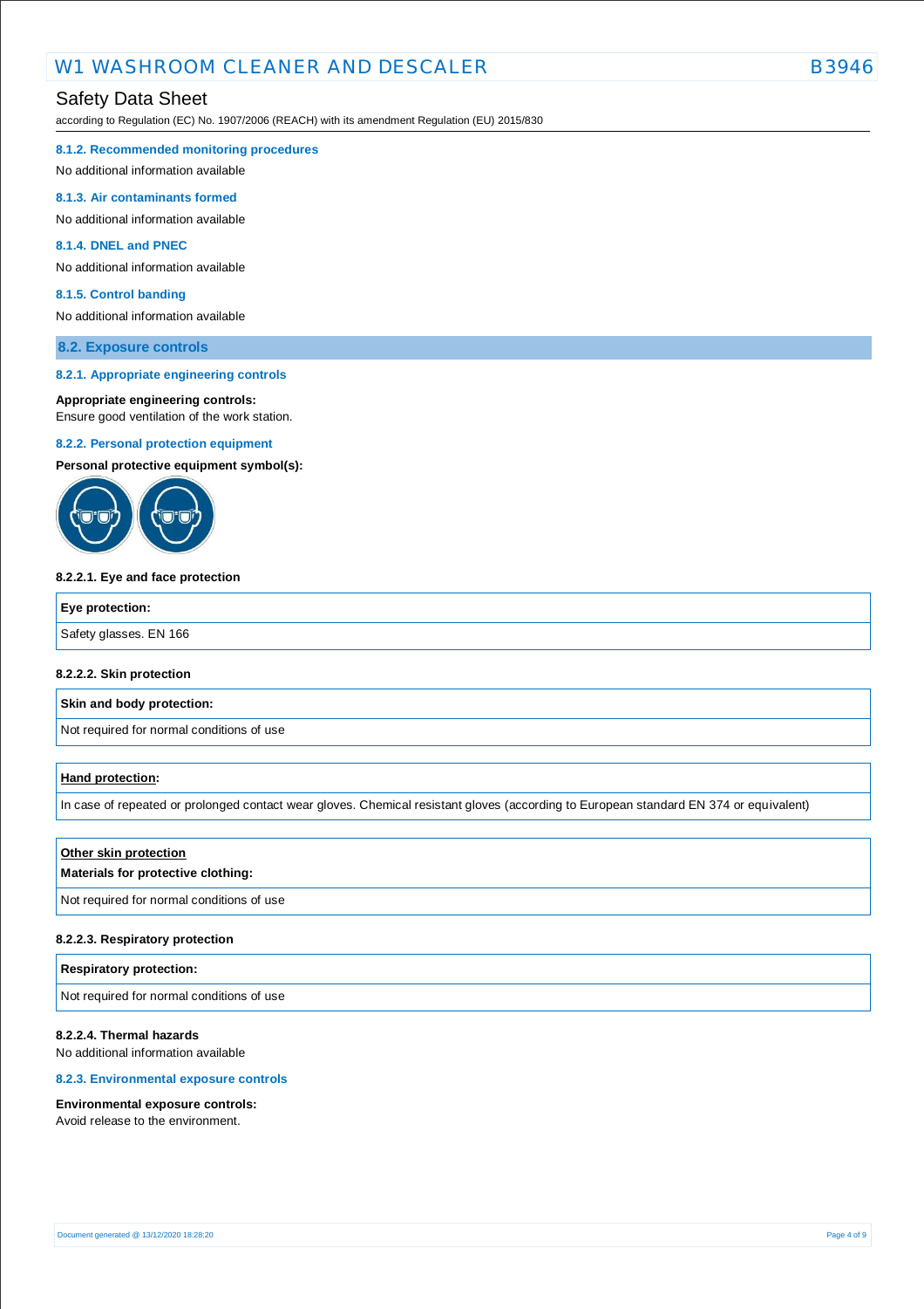#### 8.1.2. Recommended monitoring procedures

No additional information available

#### 8.1.3. Air contaminants formed

No additional information available

#### 8.1.4. DNEL and PNEC

No additional information available

#### 8.1.5. Control banding

No additional information available

## 8.2. Exposure controls

#### 8.2.1. Appropriate engineering controls

**Appropriate engineering controls:**
Ensure good ventilation of the work station.

#### 8.2.2. Personal protection equipment

**Personal protective equipment symbol(s):**

**8.2.2.1. Eye and face protection**

| Eye protection: |
|---|
| Safety glasses. EN 166 |

**8.2.2.2. Skin protection**

| Skin and body protection: |
|---|
| Not required for normal conditions of use |

| Hand protection: |
|---|
| In case of repeated or prolonged contact wear gloves. Chemical resistant gloves (according to European standard EN 374 or equivalent) |

| Other skin protection<br>Materials for protective clothing: |
|---|
| Not required for normal conditions of use |

**8.2.2.3. Respiratory protection**

| Respiratory protection: |
|---|
| Not required for normal conditions of use |

**8.2.2.4. Thermal hazards**

No additional information available

#### 8.2.3. Environmental exposure controls

**Environmental exposure controls:**
Avoid release to the environment.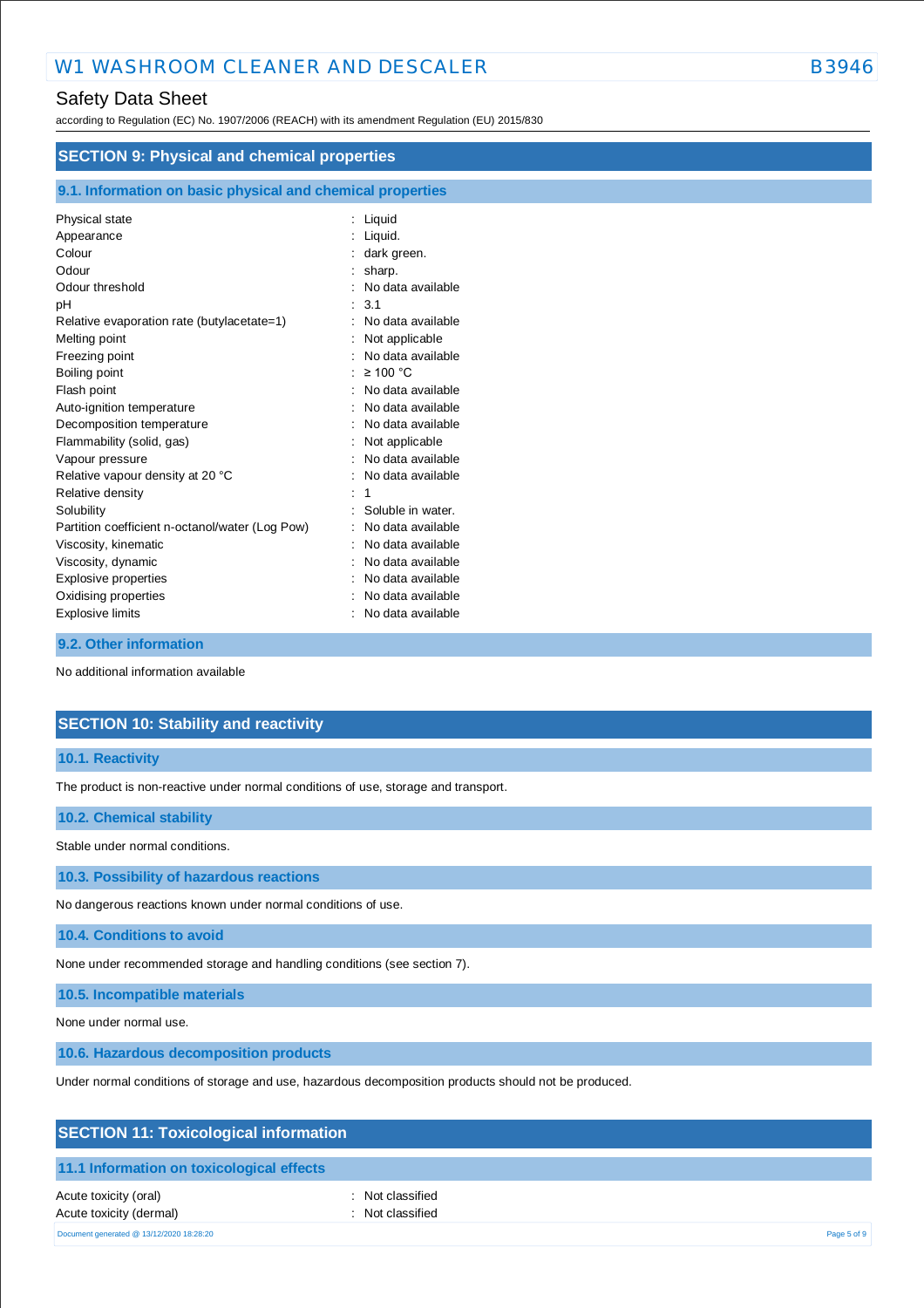## SECTION 9: Physical and chemical properties

### 9.1. Information on basic physical and chemical properties

| | |
|---|---|
| Physical state | : Liquid |
| Appearance | : Liquid. |
| Colour | : dark green. |
| Odour | : sharp. |
| Odour threshold | : No data available |
| pH | : 3.1 |
| Relative evaporation rate (butylacetate=1) | : No data available |
| Melting point | : Not applicable |
| Freezing point | : No data available |
| Boiling point | : ≥ 100 °C |
| Flash point | : No data available |
| Auto-ignition temperature | : No data available |
| Decomposition temperature | : No data available |
| Flammability (solid, gas) | : Not applicable |
| Vapour pressure | : No data available |
| Relative vapour density at 20 °C | : No data available |
| Relative density | : 1 |
| Solubility | : Soluble in water. |
| Partition coefficient n-octanol/water (Log Pow) | : No data available |
| Viscosity, kinematic | : No data available |
| Viscosity, dynamic | : No data available |
| Explosive properties | : No data available |
| Oxidising properties | : No data available |
| Explosive limits | : No data available |

### 9.2. Other information

No additional information available

## SECTION 10: Stability and reactivity

### 10.1. Reactivity

The product is non-reactive under normal conditions of use, storage and transport.

### 10.2. Chemical stability

Stable under normal conditions.

### 10.3. Possibility of hazardous reactions

No dangerous reactions known under normal conditions of use.

### 10.4. Conditions to avoid

None under recommended storage and handling conditions (see section 7).

### 10.5. Incompatible materials

None under normal use.

### 10.6. Hazardous decomposition products

Under normal conditions of storage and use, hazardous decomposition products should not be produced.

## SECTION 11: Toxicological information

### 11.1 Information on toxicological effects

| | |
|---|---|
| Acute toxicity (oral) | : Not classified |
| Acute toxicity (dermal) | : Not classified |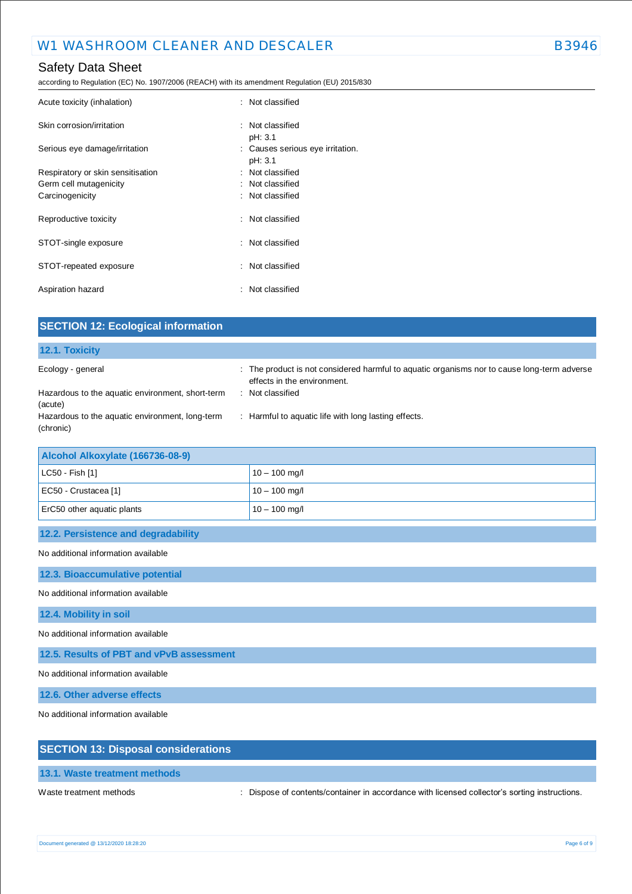| | |
|---|---|
| Acute toxicity (inhalation) | : Not classified |
| Skin corrosion/irritation | : Not classified<br>pH: 3.1 |
| Serious eye damage/irritation | : Causes serious eye irritation.<br>pH: 3.1 |
| Respiratory or skin sensitisation | : Not classified |
| Germ cell mutagenicity | : Not classified |
| Carcinogenicity | : Not classified |
| Reproductive toxicity | : Not classified |
| STOT-single exposure | : Not classified |
| STOT-repeated exposure | : Not classified |
| Aspiration hazard | : Not classified |

## SECTION 12: Ecological information

### 12.1. Toxicity

| | |
|---|---|
| Ecology - general | : The product is not considered harmful to aquatic organisms nor to cause long-term adverse effects in the environment. |
| Hazardous to the aquatic environment, short-term (acute) | : Not classified |
| Hazardous to the aquatic environment, long-term (chronic) | : Harmful to aquatic life with long lasting effects. |

| Alcohol Alkoxylate (166736-08-9) | |
|---|---|
| LC50 - Fish [1] | 10 – 100 mg/l |
| EC50 - Crustacea [1] | 10 – 100 mg/l |
| ErC50 other aquatic plants | 10 – 100 mg/l |

### 12.2. Persistence and degradability

No additional information available

### 12.3. Bioaccumulative potential

No additional information available

### 12.4. Mobility in soil

No additional information available

### 12.5. Results of PBT and vPvB assessment

No additional information available

### 12.6. Other adverse effects

No additional information available

## SECTION 13: Disposal considerations

### 13.1. Waste treatment methods

| | |
|---|---|
| Waste treatment methods | : Dispose of contents/container in accordance with licensed collector's sorting instructions. |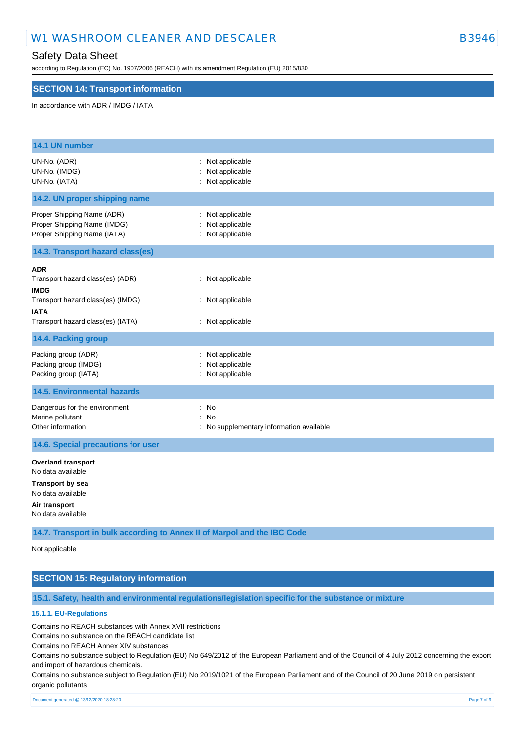## SECTION 14: Transport information

In accordance with ADR / IMDG / IATA

### 14.1 UN number

| | |
|---|---|
| UN-No. (ADR) | : Not applicable |
| UN-No. (IMDG) | : Not applicable |
| UN-No. (IATA) | : Not applicable |

### 14.2. UN proper shipping name

| | |
|---|---|
| Proper Shipping Name (ADR) | : Not applicable |
| Proper Shipping Name (IMDG) | : Not applicable |
| Proper Shipping Name (IATA) | : Not applicable |

### 14.3. Transport hazard class(es)

**ADR**

| | |
|---|---|
| Transport hazard class(es) (ADR) | : Not applicable |

**IMDG**

| | |
|---|---|
| Transport hazard class(es) (IMDG) | : Not applicable |

**IATA**

| | |
|---|---|
| Transport hazard class(es) (IATA) | : Not applicable |

### 14.4. Packing group

| | |
|---|---|
| Packing group (ADR) | : Not applicable |
| Packing group (IMDG) | : Not applicable |
| Packing group (IATA) | : Not applicable |

### 14.5. Environmental hazards

| | |
|---|---|
| Dangerous for the environment | : No |
| Marine pollutant | : No |
| Other information | : No supplementary information available |

### 14.6. Special precautions for user

**Overland transport**

No data available

**Transport by sea**

No data available

**Air transport**

No data available

### 14.7. Transport in bulk according to Annex II of Marpol and the IBC Code

Not applicable

## SECTION 15: Regulatory information

### 15.1. Safety, health and environmental regulations/legislation specific for the substance or mixture

#### 15.1.1. EU-Regulations

Contains no REACH substances with Annex XVII restrictions

Contains no substance on the REACH candidate list

Contains no REACH Annex XIV substances

Contains no substance subject to Regulation (EU) No 649/2012 of the European Parliament and of the Council of 4 July 2012 concerning the export and import of hazardous chemicals.

Contains no substance subject to Regulation (EU) No 2019/1021 of the European Parliament and of the Council of 20 June 2019 on persistent organic pollutants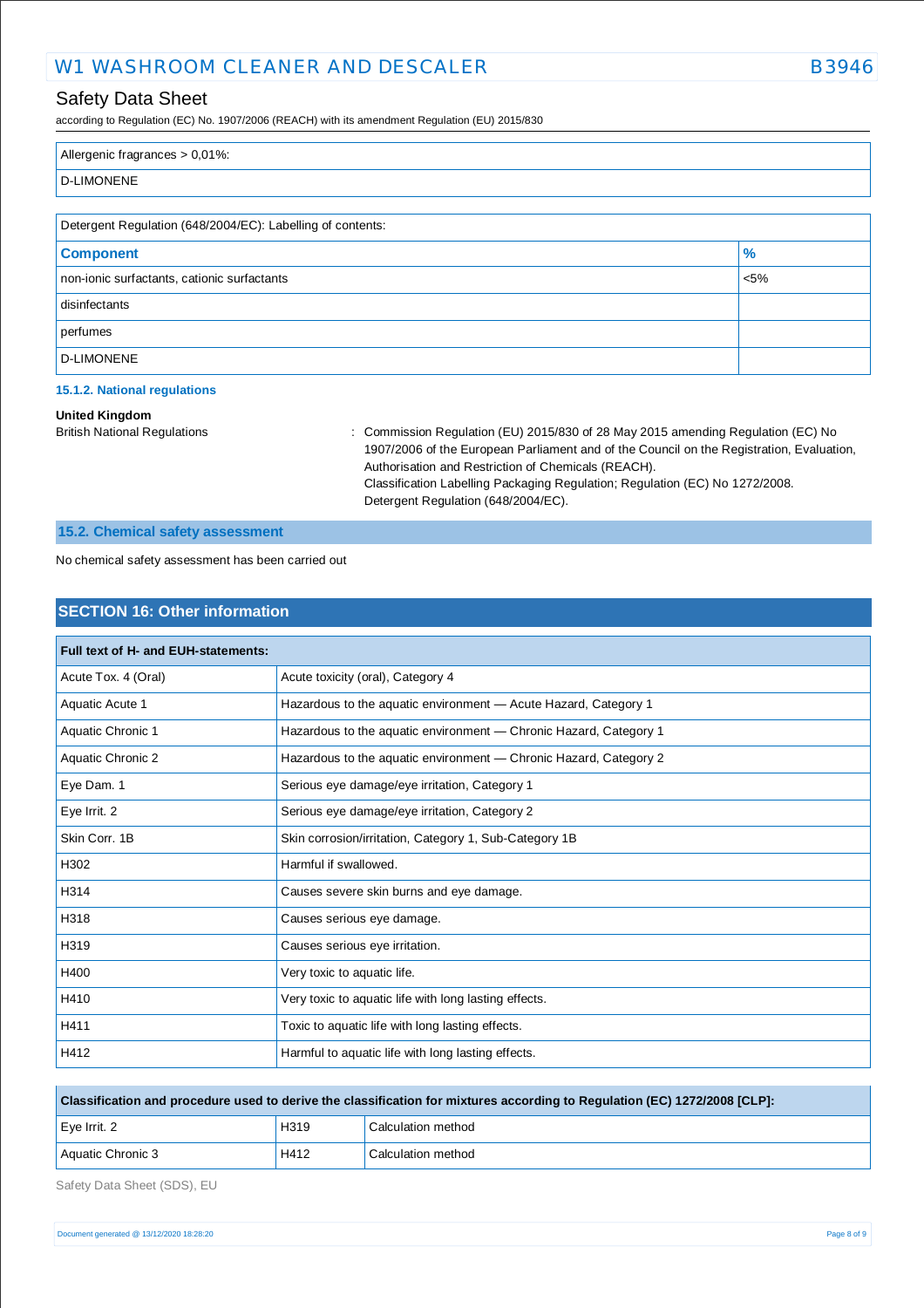| Allergenic fragrances > 0,01%: |
|---|
| D-LIMONENE |

| Detergent Regulation (648/2004/EC): Labelling of contents: | |
|---|---|
| **Component** | **%** |
| non-ionic surfactants, cationic surfactants | <5% |
| disinfectants | |
| perfumes | |
| D-LIMONENE | |

#### 15.1.2. National regulations

**United Kingdom**

British National Regulations : Commission Regulation (EU) 2015/830 of 28 May 2015 amending Regulation (EC) No 1907/2006 of the European Parliament and of the Council on the Registration, Evaluation, Authorisation and Restriction of Chemicals (REACH).
Classification Labelling Packaging Regulation; Regulation (EC) No 1272/2008.
Detergent Regulation (648/2004/EC).

### 15.2. Chemical safety assessment

No chemical safety assessment has been carried out

## SECTION 16: Other information

| Full text of H- and EUH-statements: | |
|---|---|
| Acute Tox. 4 (Oral) | Acute toxicity (oral), Category 4 |
| Aquatic Acute 1 | Hazardous to the aquatic environment — Acute Hazard, Category 1 |
| Aquatic Chronic 1 | Hazardous to the aquatic environment — Chronic Hazard, Category 1 |
| Aquatic Chronic 2 | Hazardous to the aquatic environment — Chronic Hazard, Category 2 |
| Eye Dam. 1 | Serious eye damage/eye irritation, Category 1 |
| Eye Irrit. 2 | Serious eye damage/eye irritation, Category 2 |
| Skin Corr. 1B | Skin corrosion/irritation, Category 1, Sub-Category 1B |
| H302 | Harmful if swallowed. |
| H314 | Causes severe skin burns and eye damage. |
| H318 | Causes serious eye damage. |
| H319 | Causes serious eye irritation. |
| H400 | Very toxic to aquatic life. |
| H410 | Very toxic to aquatic life with long lasting effects. |
| H411 | Toxic to aquatic life with long lasting effects. |
| H412 | Harmful to aquatic life with long lasting effects. |

| Classification and procedure used to derive the classification for mixtures according to Regulation (EC) 1272/2008 [CLP]: | | |
|---|---|---|
| Eye Irrit. 2 | H319 | Calculation method |
| Aquatic Chronic 3 | H412 | Calculation method |

Safety Data Sheet (SDS), EU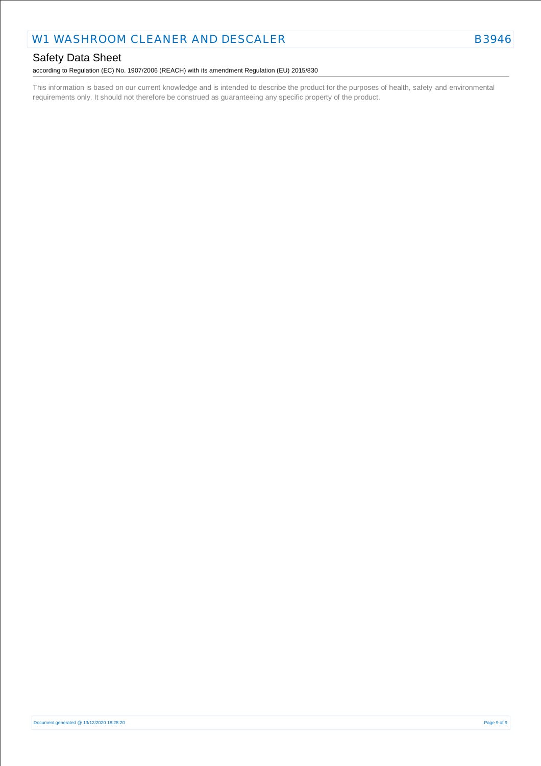This information is based on our current knowledge and is intended to describe the product for the purposes of health, safety and environmental requirements only. It should not therefore be construed as guaranteeing any specific property of the product.